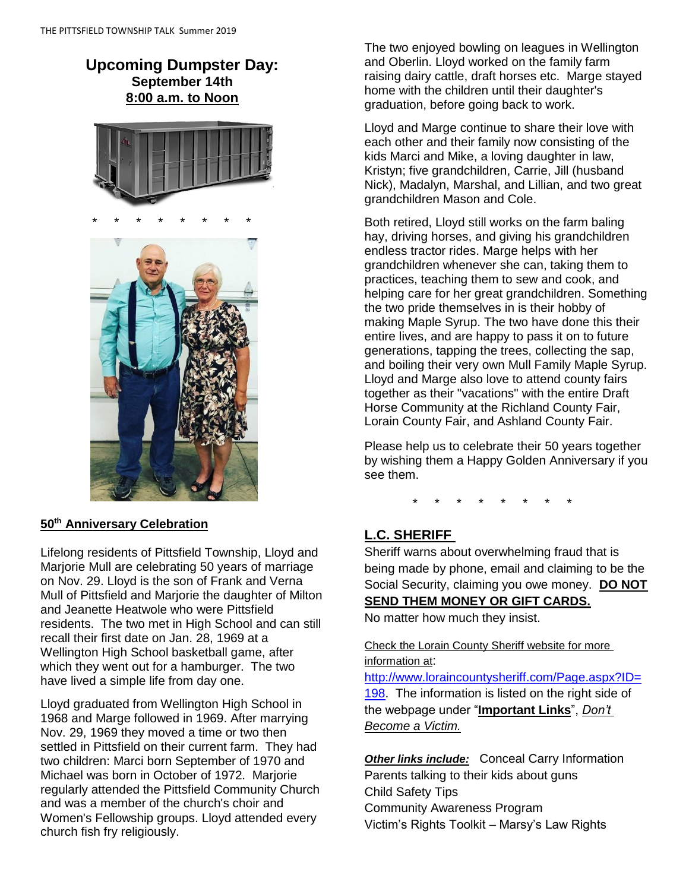## Upcoming Dumpster Day:

**September 14th**

**8:00 a.m. to Noon**

\* \* \* \* \* \* \* \*

### 50th Anniversary Celebration

Lifelong residents of Pittsfield Township, Lloyd and Marjorie Mull are celebrating 50 years of marriage on Nov. 29. Lloyd is the son of Frank and Verna Mull of Pittsfield and Marjorie the daughter of Milton and Jeanette Heatwole who were Pittsfield residents. The two met in High School and can still recall their first date on Jan. 28, 1969 at a Wellington High School basketball game, after which they went out for a hamburger. The two have lived a simple life from day one.

Lloyd graduated from Wellington High School in 1968 and Marge followed in 1969. After marrying Nov. 29, 1969 they moved a time or two then settled in Pittsfield on their current farm. They had two children: Marci born September of 1970 and Michael was born in October of 1972. Marjorie regularly attended the Pittsfield Community Church and was a member of the church's choir and Women's Fellowship groups. Lloyd attended every church fish fry religiously.

The two enjoyed bowling on leagues in Wellington and Oberlin. Lloyd worked on the family farm raising dairy cattle, draft horses etc. Marge stayed home with the children until their daughter's graduation, before going back to work.

Lloyd and Marge continue to share their love with each other and their family now consisting of the kids Marci and Mike, a loving daughter in law, Kristyn; five grandchildren, Carrie, Jill (husband Nick), Madalyn, Marshal, and Lillian, and two great grandchildren Mason and Cole.

Both retired, Lloyd still works on the farm baling hay, driving horses, and giving his grandchildren endless tractor rides. Marge helps with her grandchildren whenever she can, taking them to practices, teaching them to sew and cook, and helping care for her great grandchildren. Something the two pride themselves in is their hobby of making Maple Syrup. The two have done this their entire lives, and are happy to pass it on to future generations, tapping the trees, collecting the sap, and boiling their very own Mull Family Maple Syrup. Lloyd and Marge also love to attend county fairs together as their "vacations" with the entire Draft Horse Community at the Richland County Fair, Lorain County Fair, and Ashland County Fair.

Please help us to celebrate their 50 years together by wishing them a Happy Golden Anniversary if you see them.

\* \* \* \* \* \* \* \*

### L.C. SHERIFF

Sheriff warns about overwhelming fraud that is being made by phone, email and claiming to be the Social Security, claiming you owe money. **DO NOT SEND THEM MONEY OR GIFT CARDS.**

No matter how much they insist.

Check the Lorain County Sheriff website for more information at:
http://www.loraincountysheriff.com/Page.aspx?ID=198. The information is listed on the right side of the webpage under "**Important Links**", *Don't Become a Victim.*

***Other links include:*** Conceal Carry Information
Parents talking to their kids about guns
Child Safety Tips
Community Awareness Program
Victim's Rights Toolkit – Marsy's Law Rights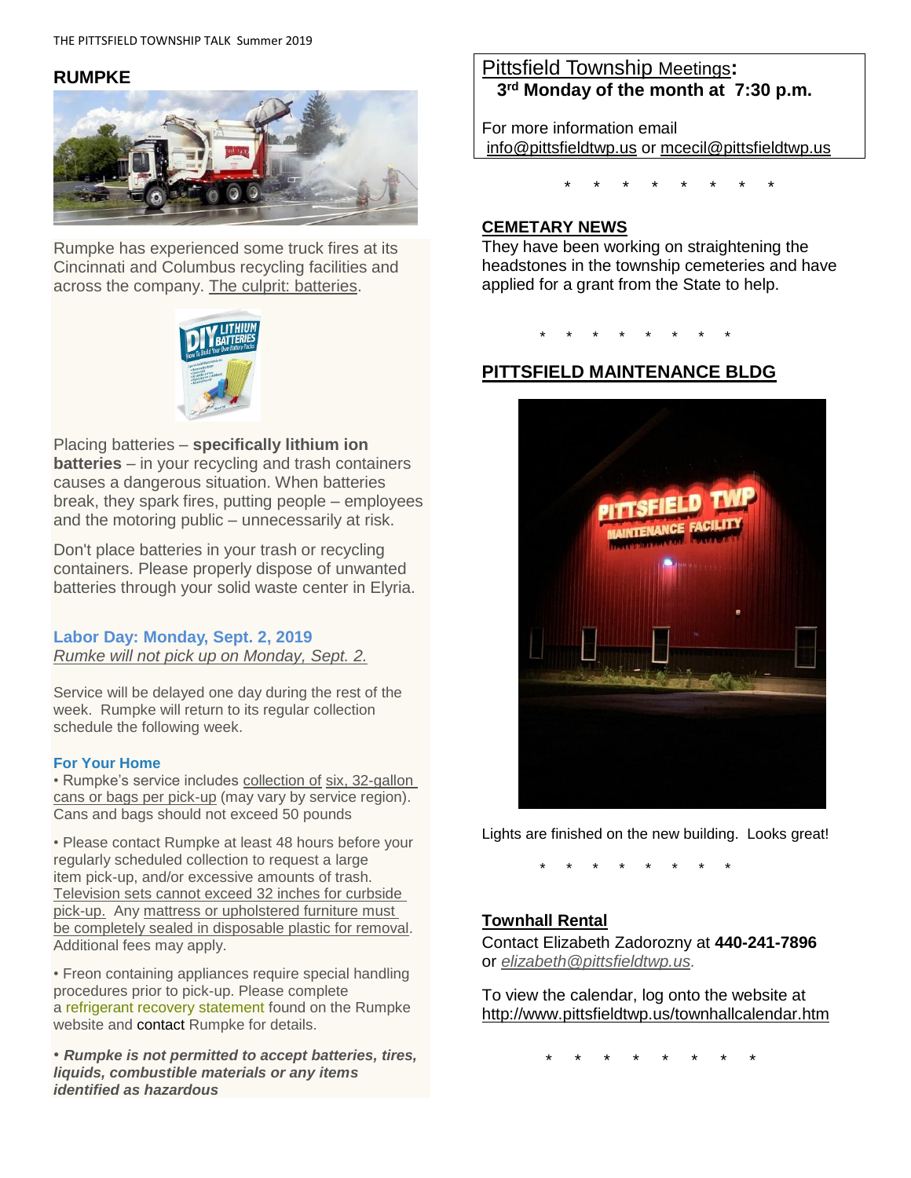## RUMPKE

Rumpke has experienced some truck fires at its Cincinnati and Columbus recycling facilities and across the company. The culprit: batteries.

Placing batteries – **specifically lithium ion batteries** – in your recycling and trash containers causes a dangerous situation. When batteries break, they spark fires, putting people – employees and the motoring public – unnecessarily at risk.

Don't place batteries in your trash or recycling containers. Please properly dispose of unwanted batteries through your solid waste center in Elyria.

**Labor Day: Monday, Sept. 2, 2019**
*Rumke will not pick up on Monday, Sept. 2.*

Service will be delayed one day during the rest of the week. Rumpke will return to its regular collection schedule the following week.

**For Your Home**

- Rumpke's service includes collection of six, 32-gallon cans or bags per pick-up (may vary by service region). Cans and bags should not exceed 50 pounds
- Please contact Rumpke at least 48 hours before your regularly scheduled collection to request a large item pick-up, and/or excessive amounts of trash. Television sets cannot exceed 32 inches for curbside pick-up. Any mattress or upholstered furniture must be completely sealed in disposable plastic for removal. Additional fees may apply.
- Freon containing appliances require special handling procedures prior to pick-up. Please complete a refrigerant recovery statement found on the Rumpke website and contact Rumpke for details.
- ***Rumpke is not permitted to accept batteries, tires, liquids, combustible materials or any items identified as hazardous***

Pittsfield Township Meetings**:**
**3rd Monday of the month at 7:30 p.m.**

For more information email info@pittsfieldtwp.us or mcecil@pittsfieldtwp.us

\* \* \* \* \* \* \* \*

## CEMETARY NEWS

They have been working on straightening the headstones in the township cemeteries and have applied for a grant from the State to help.

\* \* \* \* \* \* \* \*

## PITTSFIELD MAINTENANCE BLDG

Lights are finished on the new building. Looks great!

\* \* \* \* \* \* \* \*

## Townhall Rental

Contact Elizabeth Zadorozny at **440-241-7896** or *elizabeth@pittsfieldtwp.us*.

To view the calendar, log onto the website at http://www.pittsfieldtwp.us/townhallcalendar.htm

\* \* \* \* \* \* \* \*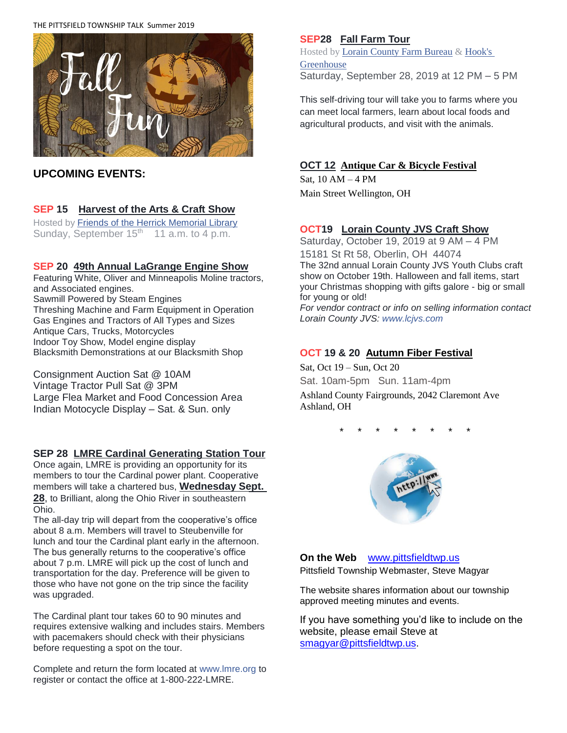THE PITTSFIELD TOWNSHIP TALK Summer 2019

## UPCOMING EVENTS:

### SEP 15 Harvest of the Arts & Craft Show

Hosted by Friends of the Herrick Memorial Library
Sunday, September 15th 11 a.m. to 4 p.m.

### SEP 20 49th Annual LaGrange Engine Show

Featuring White, Oliver and Minneapolis Moline tractors, and Associated engines.
Sawmill Powered by Steam Engines
Threshing Machine and Farm Equipment in Operation
Gas Engines and Tractors of All Types and Sizes
Antique Cars, Trucks, Motorcycles
Indoor Toy Show, Model engine display
Blacksmith Demonstrations at our Blacksmith Shop

Consignment Auction Sat @ 10AM
Vintage Tractor Pull Sat @ 3PM
Large Flea Market and Food Concession Area
Indian Motocycle Display – Sat. & Sun. only

### SEP 28 LMRE Cardinal Generating Station Tour

Once again, LMRE is providing an opportunity for its members to tour the Cardinal power plant. Cooperative members will take a chartered bus, **Wednesday Sept. 28**, to Brilliant, along the Ohio River in southeastern Ohio.
The all-day trip will depart from the cooperative's office about 8 a.m. Members will travel to Steubenville for lunch and tour the Cardinal plant early in the afternoon. The bus generally returns to the cooperative's office about 7 p.m. LMRE will pick up the cost of lunch and transportation for the day. Preference will be given to those who have not gone on the trip since the facility was upgraded.

The Cardinal plant tour takes 60 to 90 minutes and requires extensive walking and includes stairs. Members with pacemakers should check with their physicians before requesting a spot on the tour.

Complete and return the form located at www.lmre.org to register or contact the office at 1-800-222-LMRE.

### SEP28 Fall Farm Tour

Hosted by Lorain County Farm Bureau & Hook's Greenhouse
Saturday, September 28, 2019 at 12 PM – 5 PM

This self-driving tour will take you to farms where you can meet local farmers, learn about local foods and agricultural products, and visit with the animals.

### OCT 12 Antique Car & Bicycle Festival

Sat, 10 AM – 4 PM
Main Street Wellington, OH

### OCT19 Lorain County JVS Craft Show

Saturday, October 19, 2019 at 9 AM – 4 PM
15181 St Rt 58, Oberlin, OH 44074
The 32nd annual Lorain County JVS Youth Clubs craft show on October 19th. Halloween and fall items, start your Christmas shopping with gifts galore - big or small for young or old!
*For vendor contract or info on selling information contact Lorain County JVS: www.lcjvs.com*

### OCT 19 & 20 Autumn Fiber Festival

Sat, Oct 19 – Sun, Oct 20
Sat. 10am-5pm Sun. 11am-4pm
Ashland County Fairgrounds, 2042 Claremont Ave
Ashland, OH

\* \* \* \* \* \* \* \*

**On the Web** www.pittsfieldtwp.us
Pittsfield Township Webmaster, Steve Magyar

The website shares information about our township approved meeting minutes and events.

If you have something you'd like to include on the website, please email Steve at smagyar@pittsfieldtwp.us.